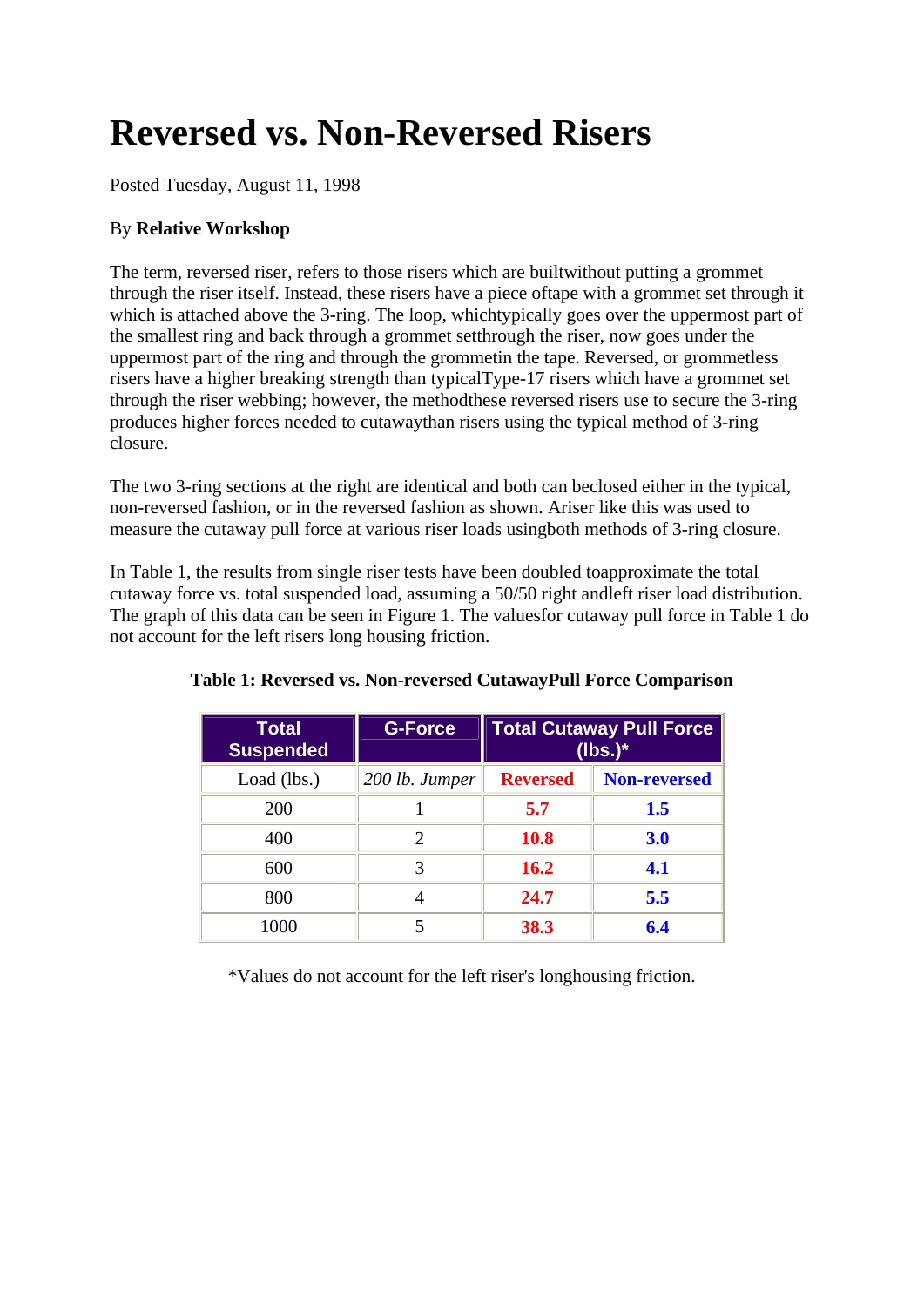# Reversed vs. Non-Reversed Risers

Posted Tuesday, August 11, 1998

By **Relative Workshop**

The term, reversed riser, refers to those risers which are builtwithout putting a grommet through the riser itself. Instead, these risers have a piece oftape with a grommet set through it which is attached above the 3-ring. The loop, whichtypically goes over the uppermost part of the smallest ring and back through a grommet setthrough the riser, now goes under the uppermost part of the ring and through the grommetin the tape. Reversed, or grommetless risers have a higher breaking strength than typicalType-17 risers which have a grommet set through the riser webbing; however, the methodthese reversed risers use to secure the 3-ring produces higher forces needed to cutawaythan risers using the typical method of 3-ring closure.

The two 3-ring sections at the right are identical and both can beclosed either in the typical, non-reversed fashion, or in the reversed fashion as shown. Ariser like this was used to measure the cutaway pull force at various riser loads usingboth methods of 3-ring closure.

In Table 1, the results from single riser tests have been doubled toapproximate the total cutaway force vs. total suspended load, assuming a 50/50 right andleft riser load distribution. The graph of this data can be seen in Figure 1. The valuesfor cutaway pull force in Table 1 do not account for the left risers long housing friction.

**Table 1: Reversed vs. Non-reversed CutawayPull Force Comparison**

| Total Suspended | G-Force | Total Cutaway Pull Force (lbs.)* | |
|---|---|---|---|
| Load (lbs.) | *200 lb. Jumper* | **Reversed** | **Non-reversed** |
| 200 | 1 | **5.7** | **1.5** |
| 400 | 2 | **10.8** | **3.0** |
| 600 | 3 | **16.2** | **4.1** |
| 800 | 4 | **24.7** | **5.5** |
| 1000 | 5 | **38.3** | **6.4** |

*Values do not account for the left riser's longhousing friction.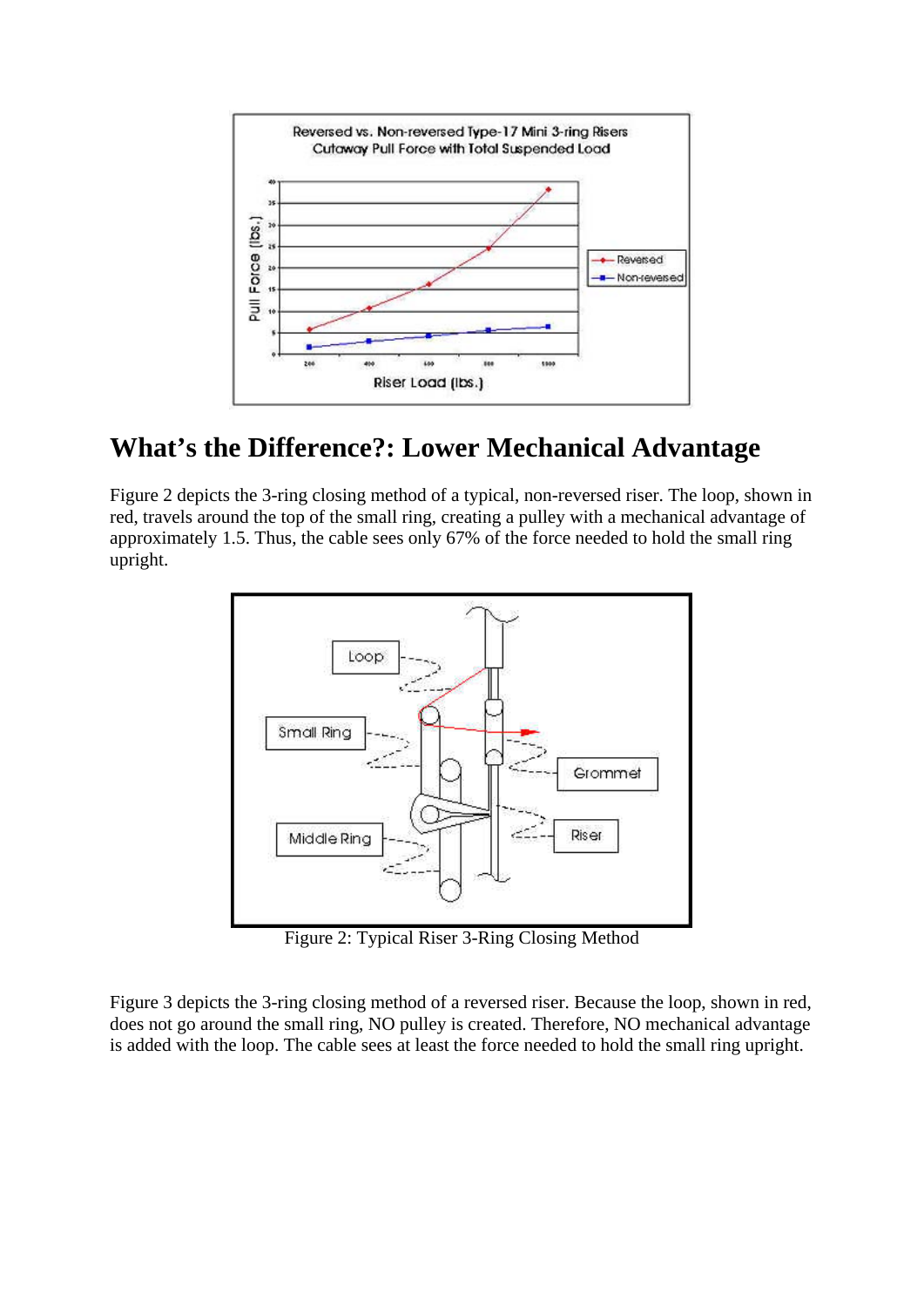## What's the Difference?: Lower Mechanical Advantage

Figure 2 depicts the 3-ring closing method of a typical, non-reversed riser. The loop, shown in red, travels around the top of the small ring, creating a pulley with a mechanical advantage of approximately 1.5. Thus, the cable sees only 67% of the force needed to hold the small ring upright.

Figure 2: Typical Riser 3-Ring Closing Method

Figure 3 depicts the 3-ring closing method of a reversed riser. Because the loop, shown in red, does not go around the small ring, NO pulley is created. Therefore, NO mechanical advantage is added with the loop. The cable sees at least the force needed to hold the small ring upright.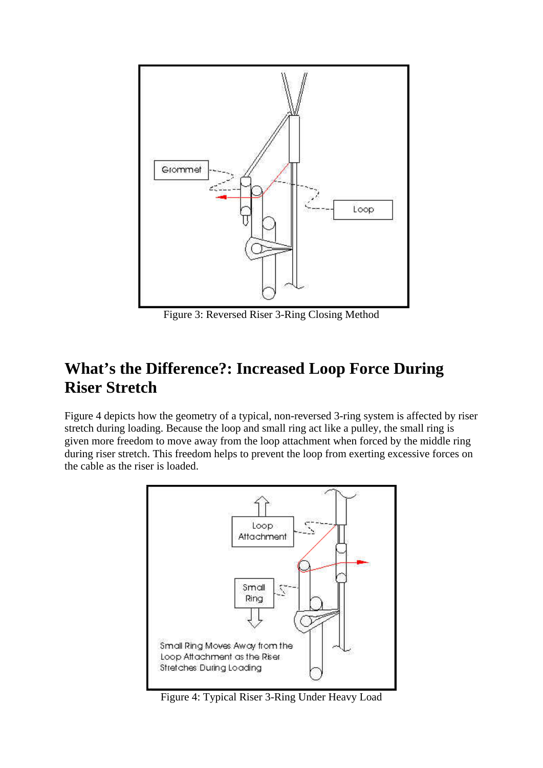Figure 3: Reversed Riser 3-Ring Closing Method

## What's the Difference?: Increased Loop Force During Riser Stretch

Figure 4 depicts how the geometry of a typical, non-reversed 3-ring system is affected by riser stretch during loading. Because the loop and small ring act like a pulley, the small ring is given more freedom to move away from the loop attachment when forced by the middle ring during riser stretch. This freedom helps to prevent the loop from exerting excessive forces on the cable as the riser is loaded.

Figure 4: Typical Riser 3-Ring Under Heavy Load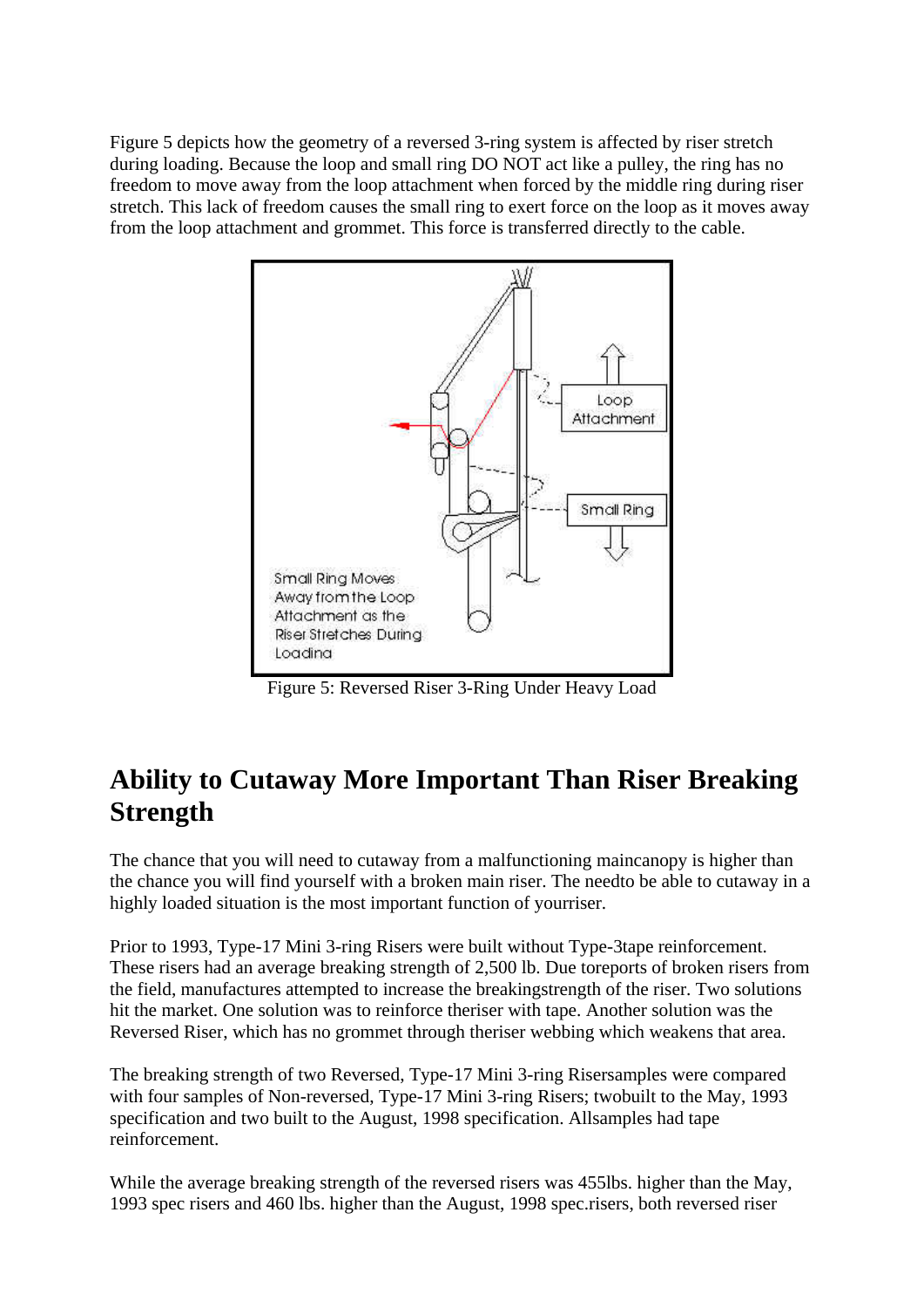Figure 5 depicts how the geometry of a reversed 3-ring system is affected by riser stretch during loading. Because the loop and small ring DO NOT act like a pulley, the ring has no freedom to move away from the loop attachment when forced by the middle ring during riser stretch. This lack of freedom causes the small ring to exert force on the loop as it moves away from the loop attachment and grommet. This force is transferred directly to the cable.

Figure 5: Reversed Riser 3-Ring Under Heavy Load

## Ability to Cutaway More Important Than Riser Breaking Strength

The chance that you will need to cutaway from a malfunctioning maincanopy is higher than the chance you will find yourself with a broken main riser. The needto be able to cutaway in a highly loaded situation is the most important function of yourriser.

Prior to 1993, Type-17 Mini 3-ring Risers were built without Type-3tape reinforcement. These risers had an average breaking strength of 2,500 lb. Due toreports of broken risers from the field, manufactures attempted to increase the breakingstrength of the riser. Two solutions hit the market. One solution was to reinforce theriser with tape. Another solution was the Reversed Riser, which has no grommet through theriser webbing which weakens that area.

The breaking strength of two Reversed, Type-17 Mini 3-ring Risersamples were compared with four samples of Non-reversed, Type-17 Mini 3-ring Risers; twobuilt to the May, 1993 specification and two built to the August, 1998 specification. Allsamples had tape reinforcement.

While the average breaking strength of the reversed risers was 455lbs. higher than the May, 1993 spec risers and 460 lbs. higher than the August, 1998 spec.risers, both reversed riser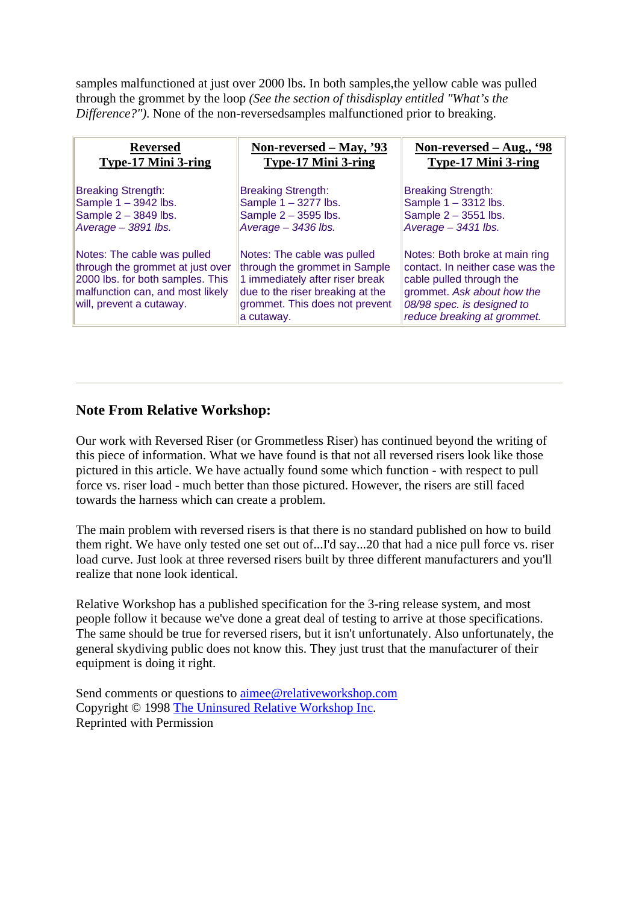samples malfunctioned at just over 2000 lbs. In both samples,the yellow cable was pulled through the grommet by the loop *(See the section of thisdisplay entitled "What's the Difference?").* None of the non-reversedsamples malfunctioned prior to breaking.

| **Reversed Type-17 Mini 3-ring** | **Non-reversed – May, '93 Type-17 Mini 3-ring** | **Non-reversed – Aug., '98 Type-17 Mini 3-ring** |
|---|---|---|
| Breaking Strength:<br>Sample 1 – 3942 lbs.<br>Sample 2 – 3849 lbs.<br>*Average – 3891 lbs.* | Breaking Strength:<br>Sample 1 – 3277 lbs.<br>Sample 2 – 3595 lbs.<br>*Average – 3436 lbs.* | Breaking Strength:<br>Sample 1 – 3312 lbs.<br>Sample 2 – 3551 lbs.<br>*Average – 3431 lbs.* |
| Notes: The cable was pulled through the grommet at just over 2000 lbs. for both samples. This malfunction can, and most likely will, prevent a cutaway. | Notes: The cable was pulled through the grommet in Sample 1 immediately after riser break due to the riser breaking at the grommet. This does not prevent a cutaway. | Notes: Both broke at main ring contact. In neither case was the cable pulled through the grommet. *Ask about how the 08/98 spec. is designed to reduce breaking at grommet.* |

---

## Note From Relative Workshop:

Our work with Reversed Riser (or Grommetless Riser) has continued beyond the writing of this piece of information. What we have found is that not all reversed risers look like those pictured in this article. We have actually found some which function - with respect to pull force vs. riser load - much better than those pictured. However, the risers are still faced towards the harness which can create a problem.

The main problem with reversed risers is that there is no standard published on how to build them right. We have only tested one set out of...I'd say...20 that had a nice pull force vs. riser load curve. Just look at three reversed risers built by three different manufacturers and you'll realize that none look identical.

Relative Workshop has a published specification for the 3-ring release system, and most people follow it because we've done a great deal of testing to arrive at those specifications. The same should be true for reversed risers, but it isn't unfortunately. Also unfortunately, the general skydiving public does not know this. They just trust that the manufacturer of their equipment is doing it right.

Send comments or questions to aimee@relativeworkshop.com
Copyright © 1998 The Uninsured Relative Workshop Inc.
Reprinted with Permission